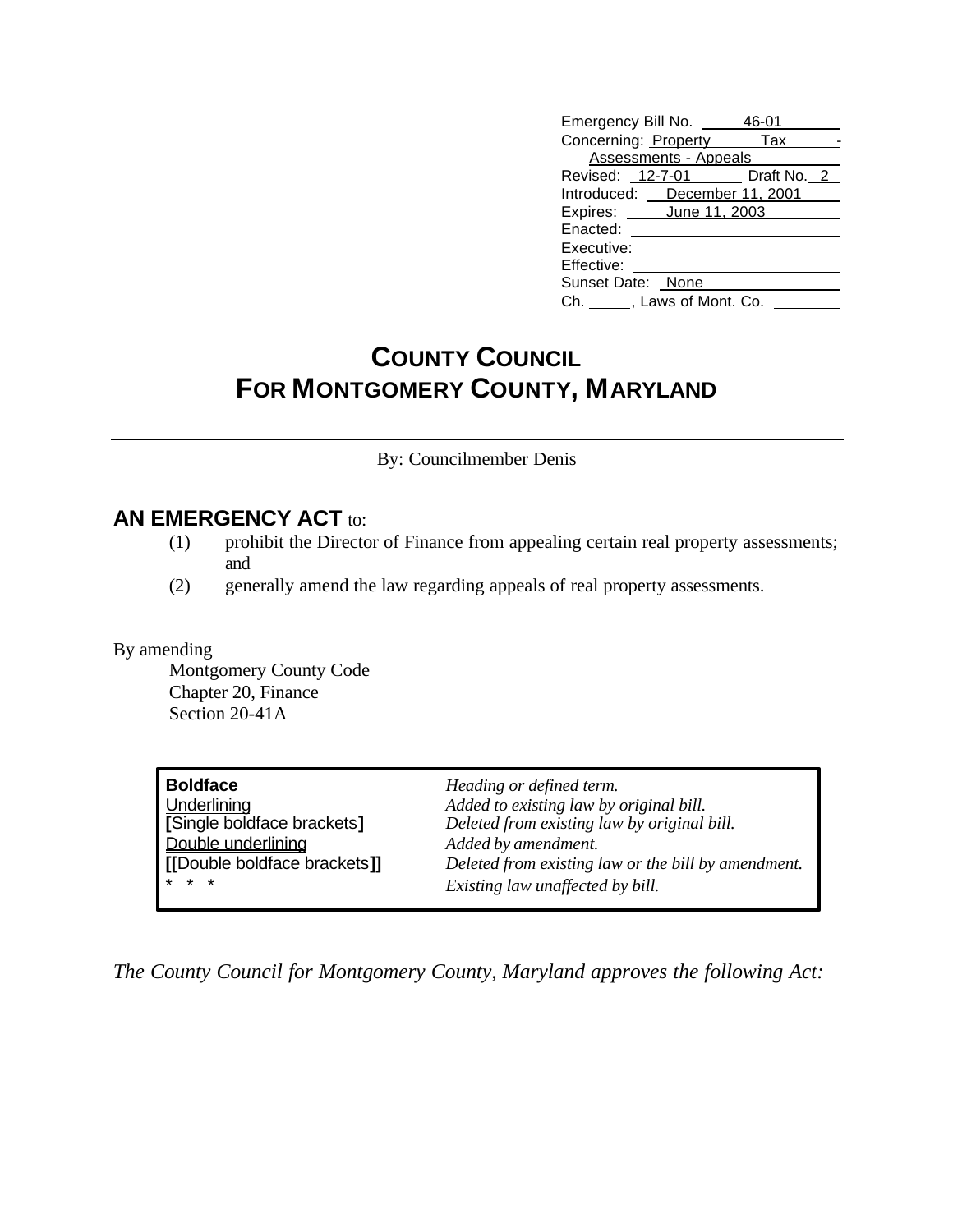Emergency Bill No. 46-01
Concerning: Property Tax - Assessments - Appeals
Revised: 12-7-01 Draft No. 2
Introduced: December 11, 2001
Expires: June 11, 2003
Enacted:
Executive:
Effective:
Sunset Date: None
Ch. \_\_\_\_\_, Laws of Mont. Co.

# COUNTY COUNCIL
# FOR MONTGOMERY COUNTY, MARYLAND

By: Councilmember Denis

**AN EMERGENCY ACT** to:

(1) prohibit the Director of Finance from appealing certain real property assessments; and

(2) generally amend the law regarding appeals of real property assessments.

By amending
Montgomery County Code
Chapter 20, Finance
Section 20-41A

| | |
|---|---|
| **Boldface** | *Heading or defined term.* |
| Underlining | *Added to existing law by original bill.* |
| **[**Single boldface brackets**]** | *Deleted from existing law by original bill.* |
| Double underlining | *Added by amendment.* |
| **[[**Double boldface brackets**]]** | *Deleted from existing law or the bill by amendment.* |
| * * * | *Existing law unaffected by bill.* |

*The County Council for Montgomery County, Maryland approves the following Act:*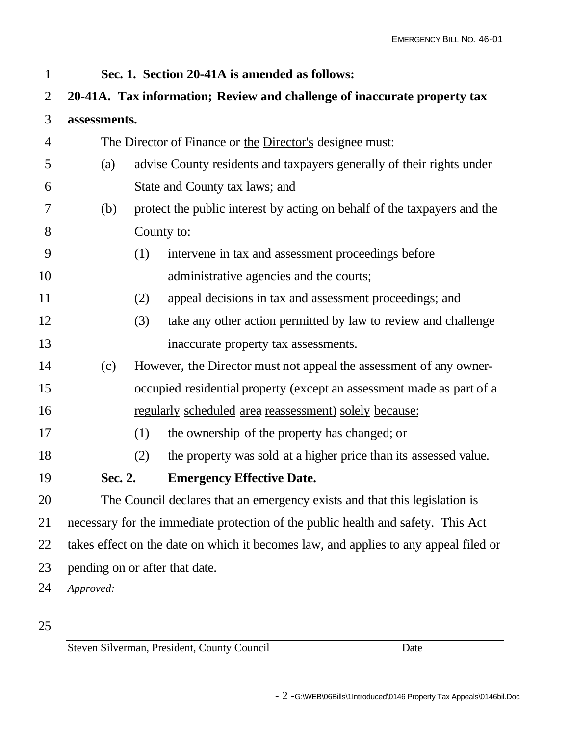**Sec. 1. Section 20-41A is amended as follows:**

**20-41A. Tax information; Review and challenge of inaccurate property tax assessments.**

The Director of Finance or <u>the</u> <u>Director's</u> designee must:

(a) advise County residents and taxpayers generally of their rights under State and County tax laws; and

(b) protect the public interest by acting on behalf of the taxpayers and the County to:

(1) intervene in tax and assessment proceedings before administrative agencies and the courts;

(2) appeal decisions in tax and assessment proceedings; and

(3) take any other action permitted by law to review and challenge inaccurate property tax assessments.

<u>(c)</u> <u>However, the Director must not appeal the assessment of any owner-occupied residential property (except an assessment made as part of a regularly scheduled area reassessment) solely because:</u>

<u>(1)</u> <u>the ownership of the property has changed; or</u>

<u>(2)</u> <u>the property was sold at a higher price than its assessed value.</u>

**Sec. 2. Emergency Effective Date.**

The Council declares that an emergency exists and that this legislation is necessary for the immediate protection of the public health and safety. This Act takes effect on the date on which it becomes law, and applies to any appeal filed or pending on or after that date.

*Approved:*

Steven Silverman, President, County Council Date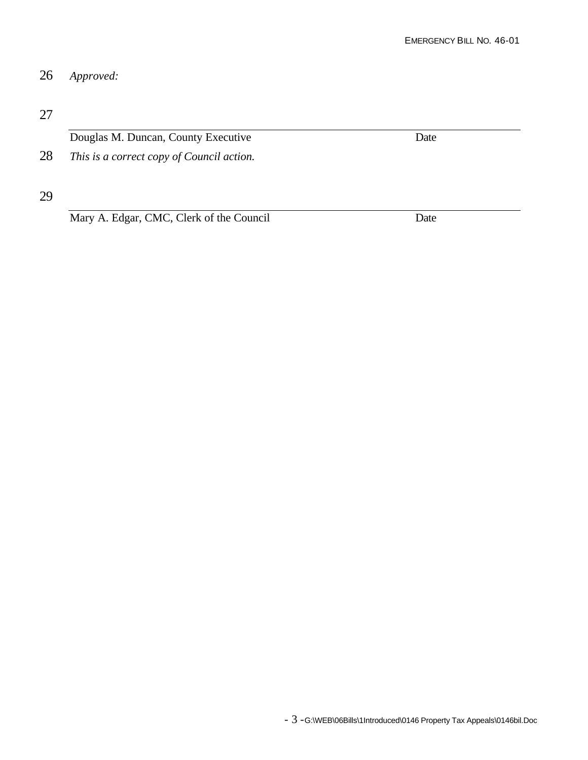26 *Approved:*

27

Douglas M. Duncan, County Executive                                        Date

28 *This is a correct copy of Council action.*

29

Mary A. Edgar, CMC, Clerk of the Council                                        Date